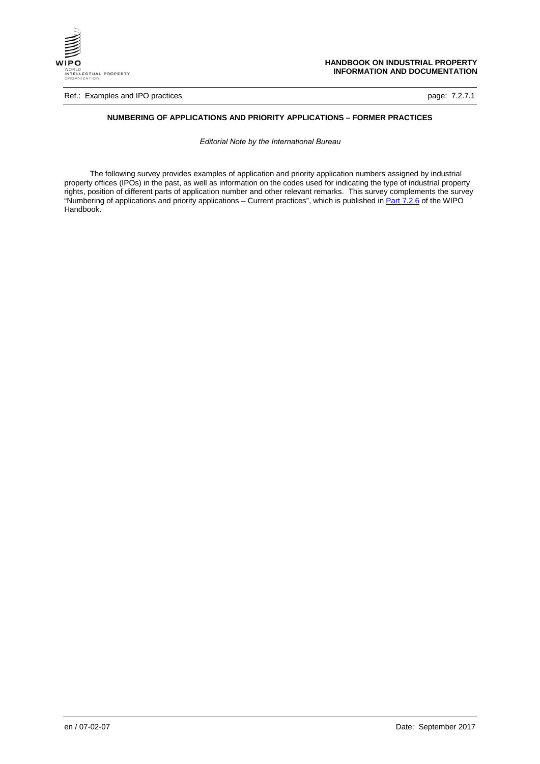# NUMBERING OF APPLICATIONS AND PRIORITY APPLICATIONS – FORMER PRACTICES

*Editorial Note by the International Bureau*

The following survey provides examples of application and priority application numbers assigned by industrial property offices (IPOs) in the past, as well as information on the codes used for indicating the type of industrial property rights, position of different parts of application number and other relevant remarks. This survey complements the survey "Numbering of applications and priority applications – Current practices", which is published in Part 7.2.6 of the WIPO Handbook.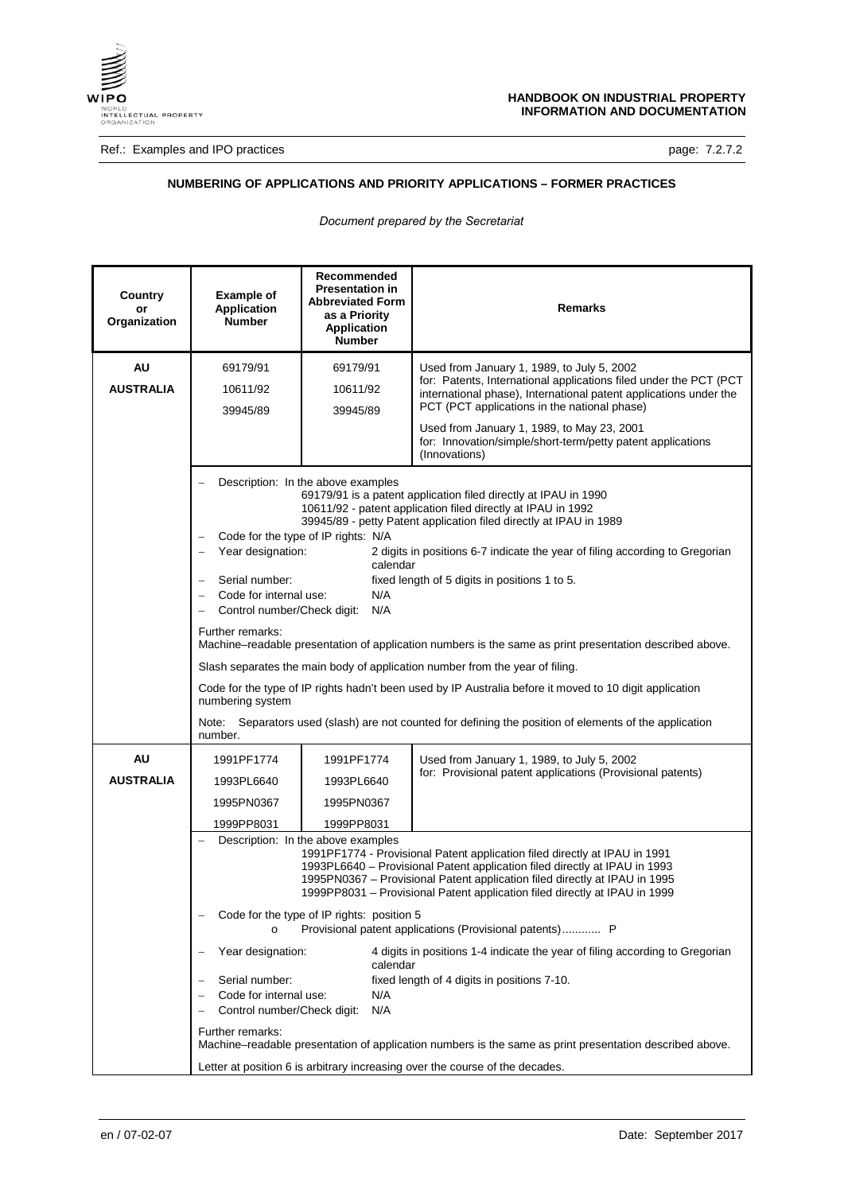## NUMBERING OF APPLICATIONS AND PRIORITY APPLICATIONS – FORMER PRACTICES

*Document prepared by the Secretariat*

| Country or Organization | Example of Application Number | Recommended Presentation in Abbreviated Form as a Priority Application Number | Remarks |
|---|---|---|---|
| **AU** **AUSTRALIA** | 69179/91 10611/92 39945/89 | 69179/91 10611/92 39945/89 | Used from January 1, 1989, to July 5, 2002 for: Patents, International applications filed under the PCT (PCT international phase), International patent applications under the PCT (PCT applications in the national phase) Used from January 1, 1989, to May 23, 2001 for: Innovation/simple/short-term/petty patent applications (Innovations) |
| | – Description: In the above examples 69179/91 is a patent application filed directly at IPAU in 1990; 10611/92 - patent application filed directly at IPAU in 1992; 39945/89 - petty Patent application filed directly at IPAU in 1989 – Code for the type of IP rights: N/A – Year designation: 2 digits in positions 6-7 indicate the year of filing according to Gregorian calendar – Serial number: fixed length of 5 digits in positions 1 to 5. – Code for internal use: N/A – Control number/Check digit: N/A Further remarks: Machine–readable presentation of application numbers is the same as print presentation described above. Slash separates the main body of application number from the year of filing. Code for the type of IP rights hadn't been used by IP Australia before it moved to 10 digit application numbering system Note: Separators used (slash) are not counted for defining the position of elements of the application number. | | |
| **AU** **AUSTRALIA** | 1991PF1774 1993PL6640 1995PN0367 1999PP8031 | 1991PF1774 1993PL6640 1995PN0367 1999PP8031 | Used from January 1, 1989, to July 5, 2002 for: Provisional patent applications (Provisional patents) |
| | – Description: In the above examples 1991PF1774 - Provisional Patent application filed directly at IPAU in 1991; 1993PL6640 – Provisional Patent application filed directly at IPAU in 1993; 1995PN0367 – Provisional Patent application filed directly at IPAU in 1995; 1999PP8031 – Provisional Patent application filed directly at IPAU in 1999 – Code for the type of IP rights: position 5 o Provisional patent applications (Provisional patents)............ P – Year designation: 4 digits in positions 1-4 indicate the year of filing according to Gregorian calendar – Serial number: fixed length of 4 digits in positions 7-10. – Code for internal use: N/A – Control number/Check digit: N/A Further remarks: Machine–readable presentation of application numbers is the same as print presentation described above. Letter at position 6 is arbitrary increasing over the course of the decades. | | |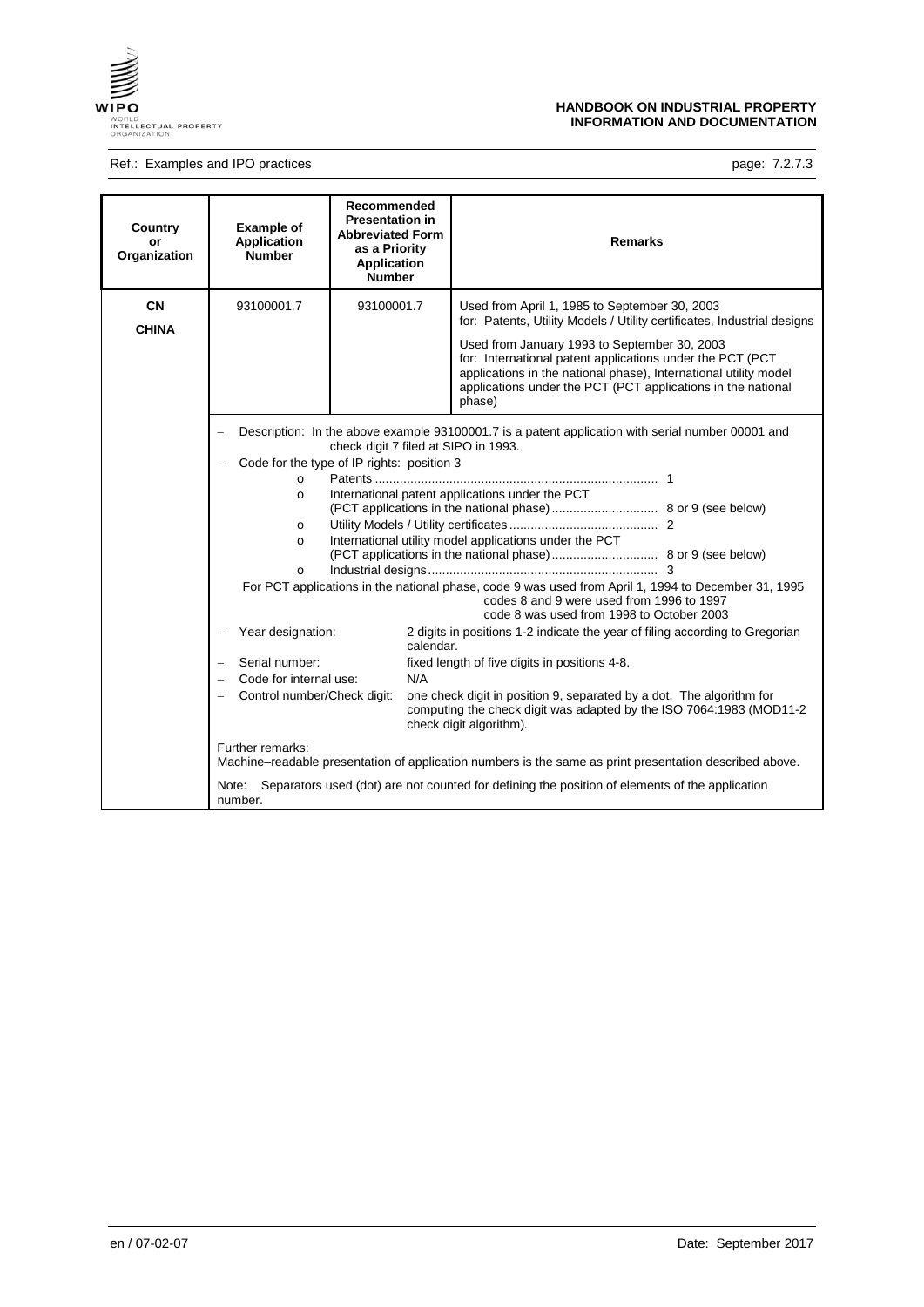| Country or Organization | Example of Application Number | Recommended Presentation in Abbreviated Form as a Priority Application Number | Remarks |
|---|---|---|---|
| **CN** **CHINA** | 93100001.7 | 93100001.7 | Used from April 1, 1985 to September 30, 2003 for: Patents, Utility Models / Utility certificates, Industrial designs<br><br>Used from January 1993 to September 30, 2003 for: International patent applications under the PCT (PCT applications in the national phase), International utility model applications under the PCT (PCT applications in the national phase) |

- Description: In the above example 93100001.7 is a patent application with serial number 00001 and check digit 7 filed at SIPO in 1993.
- Code for the type of IP rights: position 3
  - Patents ............................................................................... 1
  - International patent applications under the PCT (PCT applications in the national phase) .............................. 8 or 9 (see below)
  - Utility Models / Utility certificates .......................................... 2
  - International utility model applications under the PCT (PCT applications in the national phase) .............................. 8 or 9 (see below)
  - Industrial designs................................................................. 3

  For PCT applications in the national phase, code 9 was used from April 1, 1994 to December 31, 1995
  codes 8 and 9 were used from 1996 to 1997
  code 8 was used from 1998 to October 2003
- Year designation: 2 digits in positions 1-2 indicate the year of filing according to Gregorian calendar.
- Serial number: fixed length of five digits in positions 4-8.
- Code for internal use: N/A
- Control number/Check digit: one check digit in position 9, separated by a dot. The algorithm for computing the check digit was adapted by the ISO 7064:1983 (MOD11-2 check digit algorithm).

Further remarks:
Machine–readable presentation of application numbers is the same as print presentation described above.

Note: Separators used (dot) are not counted for defining the position of elements of the application number.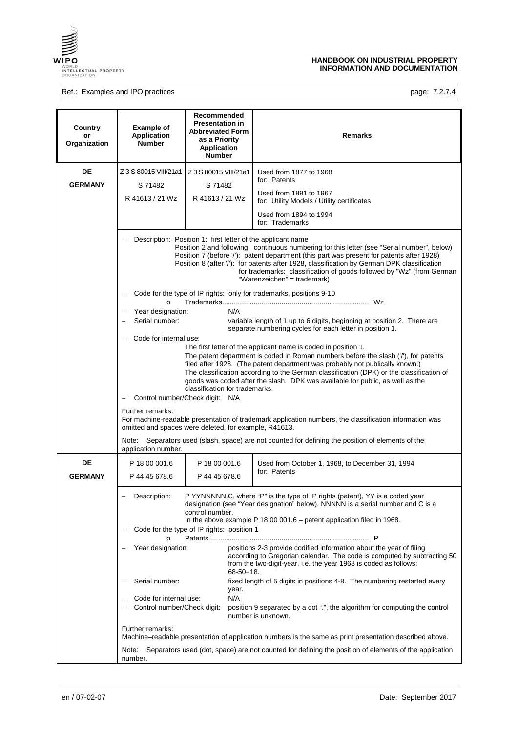| Country or Organization | Example of Application Number | Recommended Presentation in Abbreviated Form as a Priority Application Number | Remarks |
|---|---|---|---|
| **DE** **GERMANY** | Z 3 S 80015 VIII/21a1<br>S 71482<br>R 41613 / 21 Wz | Z 3 S 80015 VIII/21a1<br>S 71482<br>R 41613 / 21 Wz | Used from 1877 to 1968 for: Patents<br>Used from 1891 to 1967 for: Utility Models / Utility certificates<br>Used from 1894 to 1994 for: Trademarks |
| | – Description: Position 1: first letter of the applicant name<br>Position 2 and following: continuous numbering for this letter (see "Serial number", below)<br>Position 7 (before '/'): patent department (this part was present for patents after 1928)<br>Position 8 (after '/'): for patents after 1928, classification by German DPK classification<br>for trademarks: classification of goods followed by "Wz" (from German "Warenzeichen" = trademark)<br>– Code for the type of IP rights: only for trademarks, positions 9-10<br>o Trademarks.......................................................................... Wz<br>– Year designation: N/A<br>– Serial number: variable length of 1 up to 6 digits, beginning at position 2. There are separate numbering cycles for each letter in position 1.<br>– Code for internal use:<br>The first letter of the applicant name is coded in position 1.<br>The patent department is coded in Roman numbers before the slash ('/'), for patents filed after 1928. (The patent department was probably not publically known.)<br>The classification according to the German classification (DPK) or the classification of goods was coded after the slash. DPK was available for public, as well as the classification for trademarks.<br>– Control number/Check digit: N/A<br><br>Further remarks:<br>For machine-readable presentation of trademark application numbers, the classification information was omitted and spaces were deleted, for example, R41613.<br><br>Note: Separators used (slash, space) are not counted for defining the position of elements of the application number. | | |
| **DE** **GERMANY** | P 18 00 001.6<br>P 44 45 678.6 | P 18 00 001.6<br>P 44 45 678.6 | Used from October 1, 1968, to December 31, 1994 for: Patents |
| | – Description: P YYNNNNN.C, where "P" is the type of IP rights (patent), YY is a coded year designation (see "Year designation" below), NNNNN is a serial number and C is a control number.<br>In the above example P 18 00 001.6 – patent application filed in 1968.<br>– Code for the type of IP rights: position 1<br>o Patents ............................................................................... P<br>– Year designation: positions 2-3 provide codified information about the year of filing according to Gregorian calendar. The code is computed by subtracting 50 from the two-digit-year, i.e. the year 1968 is coded as follows: 68-50=18.<br>– Serial number: fixed length of 5 digits in positions 4-8. The numbering restarted every year.<br>– Code for internal use: N/A<br>– Control number/Check digit: position 9 separated by a dot ".", the algorithm for computing the control number is unknown.<br><br>Further remarks:<br>Machine–readable presentation of application numbers is the same as print presentation described above.<br><br>Note: Separators used (dot, space) are not counted for defining the position of elements of the application number. | | |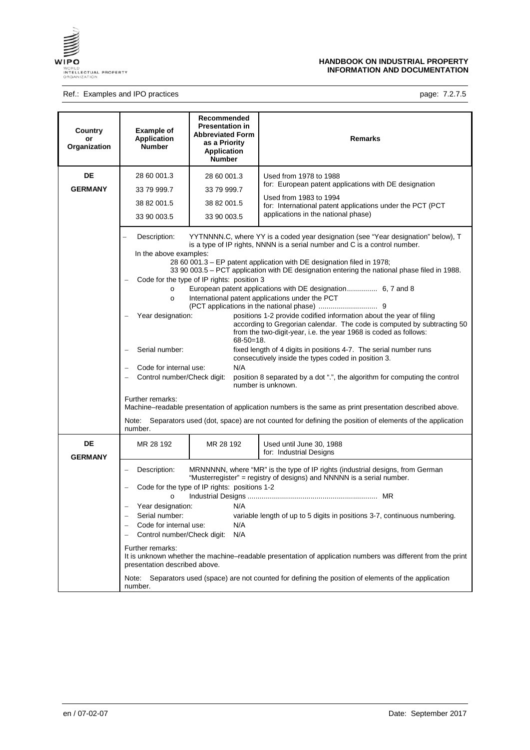Ref.: Examples and IPO practices

| Country or Organization | Example of Application Number | Recommended Presentation in Abbreviated Form as a Priority Application Number | Remarks |
|---|---|---|---|
| **DE** **GERMANY** | 28 60 001.3<br>33 79 999.7<br>38 82 001.5<br>33 90 003.5 | 28 60 001.3<br>33 79 999.7<br>38 82 001.5<br>33 90 003.5 | Used from 1978 to 1988<br>for: European patent applications with DE designation<br>Used from 1983 to 1994<br>for: International patent applications under the PCT (PCT applications in the national phase) |
| | – Description: YYTNNNN.C, where YY is a coded year designation (see "Year designation" below), T is a type of IP rights, NNNN is a serial number and C is a control number.<br>In the above examples:<br>28 60 001.3 – EP patent application with DE designation filed in 1978;<br>33 90 003.5 – PCT application with DE designation entering the national phase filed in 1988.<br>– Code for the type of IP rights: position 3<br>o European patent applications with DE designation............... 6, 7 and 8<br>o International patent applications under the PCT (PCT applications in the national phase) ............................ 9<br>– Year designation: positions 1-2 provide codified information about the year of filing according to Gregorian calendar. The code is computed by subtracting 50 from the two-digit-year, i.e. the year 1968 is coded as follows: 68-50=18.<br>– Serial number: fixed length of 4 digits in positions 4-7. The serial number runs consecutively inside the types coded in position 3.<br>– Code for internal use: N/A<br>– Control number/Check digit: position 8 separated by a dot ".", the algorithm for computing the control number is unknown.<br>Further remarks:<br>Machine–readable presentation of application numbers is the same as print presentation described above.<br>Note: Separators used (dot, space) are not counted for defining the position of elements of the application number. | | |
| **DE** **GERMANY** | MR 28 192 | MR 28 192 | Used until June 30, 1988<br>for: Industrial Designs |
| | – Description: MRNNNNN, where "MR" is the type of IP rights (industrial designs, from German "Musterregister" = registry of designs) and NNNNN is a serial number.<br>– Code for the type of IP rights: positions 1-2<br>o Industrial Designs ............................................................... MR<br>– Year designation: N/A<br>– Serial number: variable length of up to 5 digits in positions 3-7, continuous numbering.<br>– Code for internal use: N/A<br>– Control number/Check digit: N/A<br>Further remarks:<br>It is unknown whether the machine–readable presentation of application numbers was different from the print presentation described above.<br>Note: Separators used (space) are not counted for defining the position of elements of the application number. | | |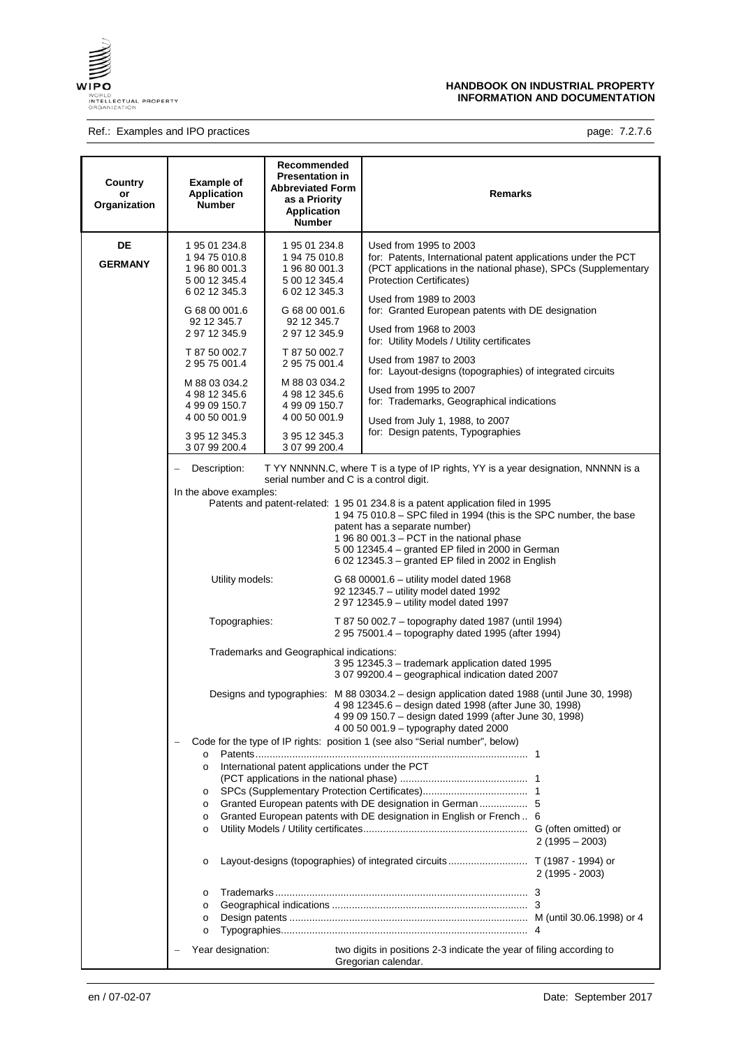| Country or Organization | Example of Application Number | Recommended Presentation in Abbreviated Form as a Priority Application Number | Remarks |
|---|---|---|---|
| **DE**<br><br>**GERMANY** | 1 95 01 234.8<br>1 94 75 010.8<br>1 96 80 001.3<br>5 00 12 345.4<br>6 02 12 345.3 | 1 95 01 234.8<br>1 94 75 010.8<br>1 96 80 001.3<br>5 00 12 345.4<br>6 02 12 345.3 | Used from 1995 to 2003<br>for: Patents, International patent applications under the PCT (PCT applications in the national phase), SPCs (Supplementary Protection Certificates) |
| | | | Used from 1989 to 2003<br>for: Granted European patents with DE designation |
| | G 68 00 001.6<br>92 12 345.7<br>2 97 12 345.9 | G 68 00 001.6<br>92 12 345.7<br>2 97 12 345.9 | Used from 1968 to 2003<br>for: Utility Models / Utility certificates |
| | T 87 50 002.7<br>2 95 75 001.4 | T 87 50 002.7<br>2 95 75 001.4 | Used from 1987 to 2003<br>for: Layout-designs (topographies) of integrated circuits |
| | M 88 03 034.2<br>4 98 12 345.6<br>4 99 09 150.7<br>4 00 50 001.9 | M 88 03 034.2<br>4 98 12 345.6<br>4 99 09 150.7<br>4 00 50 001.9 | Used from 1995 to 2007<br>for: Trademarks, Geographical indications<br><br>Used from July 1, 1988, to 2007<br>for: Design patents, Typographies |
| | 3 95 12 345.3<br>3 07 99 200.4 | 3 95 12 345.3<br>3 07 99 200.4 | |

- Description: T YY NNNNN.C, where T is a type of IP rights, YY is a year designation, NNNNN is a serial number and C is a control digit.

In the above examples:

Patents and patent-related:
- 1 95 01 234.8 is a patent application filed in 1995
- 1 94 75 010.8 – SPC filed in 1994 (this is the SPC number, the base patent has a separate number)
- 1 96 80 001.3 – PCT in the national phase
- 5 00 12345.4 – granted EP filed in 2000 in German
- 6 02 12345.3 – granted EP filed in 2002 in English

Utility models:
- G 68 00001.6 – utility model dated 1968
- 92 12345.7 – utility model dated 1992
- 2 97 12345.9 – utility model dated 1997

Topographies:
- T 87 50 002.7 – topography dated 1987 (until 1994)
- 2 95 75001.4 – topography dated 1995 (after 1994)

Trademarks and Geographical indications:
- 3 95 12345.3 – trademark application dated 1995
- 3 07 99200.4 – geographical indication dated 2007

Designs and typographies:
- M 88 03034.2 – design application dated 1988 (until June 30, 1998)
- 4 98 12345.6 – design dated 1998 (after June 30, 1998)
- 4 99 09 150.7 – design dated 1999 (after June 30, 1998)
- 4 00 50 001.9 – typography dated 2000

- Code for the type of IP rights: position 1 (see also "Serial number", below)
  - Patents ............ 1
  - International patent applications under the PCT (PCT applications in the national phase) ............ 1
  - SPCs (Supplementary Protection Certificates) ............ 1
  - Granted European patents with DE designation in German ............ 5
  - Granted European patents with DE designation in English or French .. 6
  - Utility Models / Utility certificates ............ G (often omitted) or 2 (1995 – 2003)
  - Layout-designs (topographies) of integrated circuits ............ T (1987 - 1994) or 2 (1995 - 2003)
  - Trademarks ............ 3
  - Geographical indications ............ 3
  - Design patents ............ M (until 30.06.1998) or 4
  - Typographies ............ 4

- Year designation: two digits in positions 2-3 indicate the year of filing according to Gregorian calendar.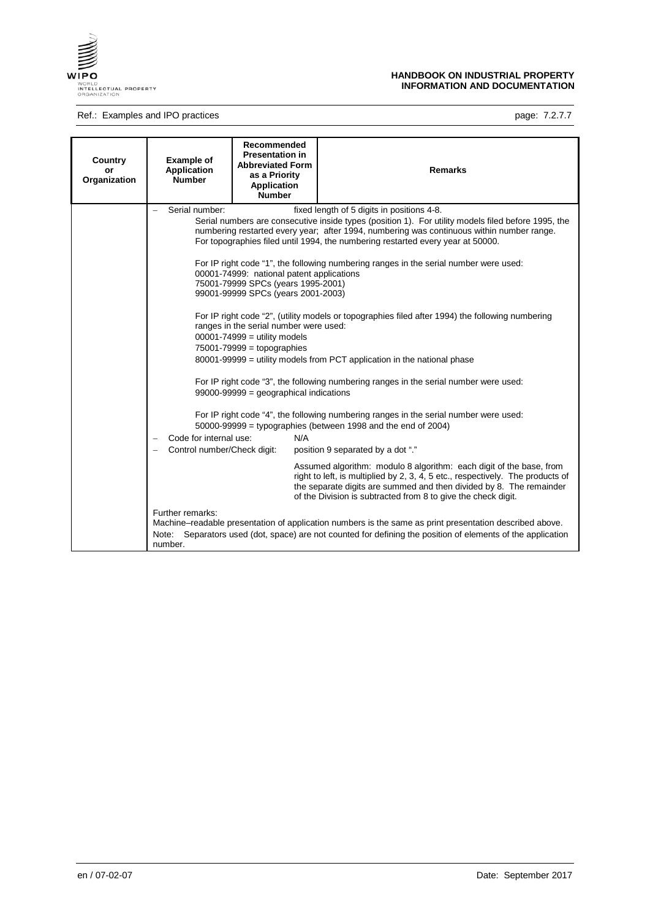| Country or Organization | Example of Application Number | Recommended Presentation in Abbreviated Form as a Priority Application Number | Remarks |
|---|---|---|---|
| | – Serial number: fixed length of 5 digits in positions 4-8.<br>Serial numbers are consecutive inside types (position 1). For utility models filed before 1995, the numbering restarted every year; after 1994, numbering was continuous within number range. For topographies filed until 1994, the numbering restarted every year at 50000.<br><br>For IP right code "1", the following numbering ranges in the serial number were used:<br>00001-74999: national patent applications<br>75001-79999 SPCs (years 1995-2001)<br>99001-99999 SPCs (years 2001-2003)<br><br>For IP right code "2", (utility models or topographies filed after 1994) the following numbering ranges in the serial number were used:<br>00001-74999 = utility models<br>75001-79999 = topographies<br>80001-99999 = utility models from PCT application in the national phase<br><br>For IP right code "3", the following numbering ranges in the serial number were used:<br>99000-99999 = geographical indications<br><br>For IP right code "4", the following numbering ranges in the serial number were used:<br>50000-99999 = typographies (between 1998 and the end of 2004)<br>– Code for internal use: N/A<br>– Control number/Check digit: position 9 separated by a dot "."<br><br>Assumed algorithm: modulo 8 algorithm: each digit of the base, from right to left, is multiplied by 2, 3, 4, 5 etc., respectively. The products of the separate digits are summed and then divided by 8. The remainder of the Division is subtracted from 8 to give the check digit.<br><br>Further remarks:<br>Machine–readable presentation of application numbers is the same as print presentation described above.<br>Note: Separators used (dot, space) are not counted for defining the position of elements of the application number. | | |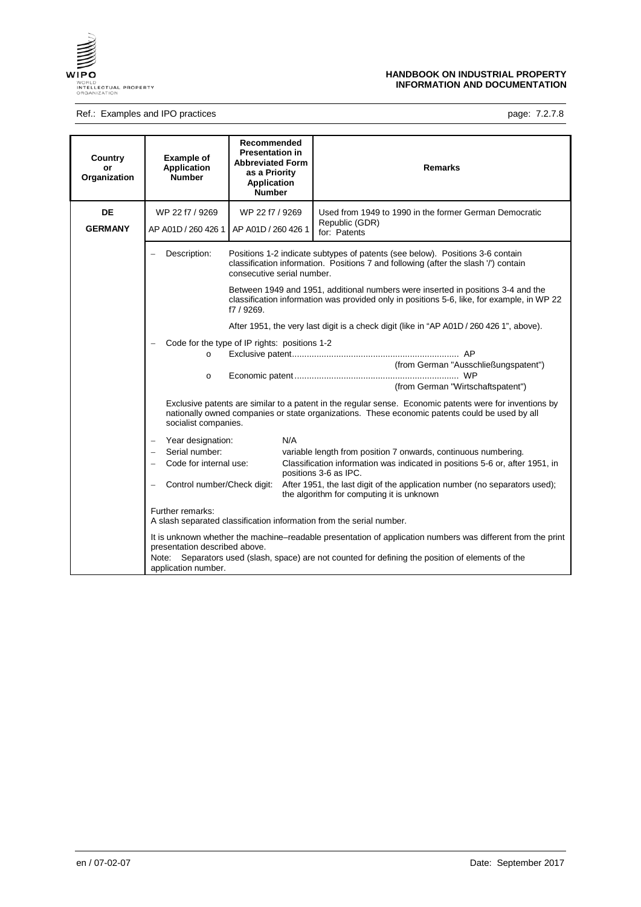| Country or Organization | Example of Application Number | Recommended Presentation in Abbreviated Form as a Priority Application Number | Remarks |
|---|---|---|---|
| **DE**<br>**GERMANY** | WP 22 f7 / 9269<br>AP A01D / 260 426 1 | WP 22 f7 / 9269<br>AP A01D / 260 426 1 | Used from 1949 to 1990 in the former German Democratic Republic (GDR)<br>for: Patents |

– Description: Positions 1-2 indicate subtypes of patents (see below). Positions 3-6 contain classification information. Positions 7 and following (after the slash '/') contain consecutive serial number.

Between 1949 and 1951, additional numbers were inserted in positions 3-4 and the classification information was provided only in positions 5-6, like, for example, in WP 22 f7 / 9269.

After 1951, the very last digit is a check digit (like in "AP A01D / 260 426 1", above).

– Code for the type of IP rights: positions 1-2
  - Exclusive patent.................................................................... AP (from German "Ausschließungspatent")
  - Economic patent.................................................................. WP (from German "Wirtschaftspatent")

Exclusive patents are similar to a patent in the regular sense. Economic patents were for inventions by nationally owned companies or state organizations. These economic patents could be used by all socialist companies.

– Year designation: N/A
– Serial number: variable length from position 7 onwards, continuous numbering.
– Code for internal use: Classification information was indicated in positions 5-6 or, after 1951, in positions 3-6 as IPC.
– Control number/Check digit: After 1951, the last digit of the application number (no separators used); the algorithm for computing it is unknown

Further remarks:
A slash separated classification information from the serial number.

It is unknown whether the machine–readable presentation of application numbers was different from the print presentation described above.
Note: Separators used (slash, space) are not counted for defining the position of elements of the application number.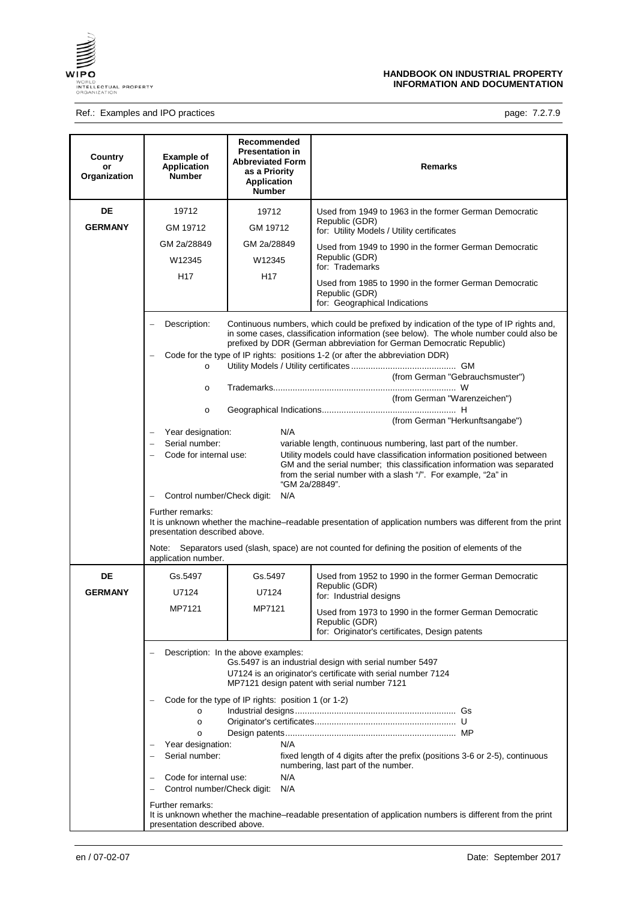| Country or Organization | Example of Application Number | Recommended Presentation in Abbreviated Form as a Priority Application Number | Remarks |
|---|---|---|---|
| **DE**<br>**GERMANY** | 19712<br>GM 19712<br>GM 2a/28849<br>W12345<br>H17 | 19712<br>GM 19712<br>GM 2a/28849<br>W12345<br>H17 | Used from 1949 to 1963 in the former German Democratic Republic (GDR) for: Utility Models / Utility certificates<br>Used from 1949 to 1990 in the former German Democratic Republic (GDR) for: Trademarks<br>Used from 1985 to 1990 in the former German Democratic Republic (GDR) for: Geographical Indications |
| | – Description: Continuous numbers, which could be prefixed by indication of the type of IP rights and, in some cases, classification information (see below). The whole number could also be prefixed by DDR (German abbreviation for German Democratic Republic)<br>– Code for the type of IP rights: positions 1-2 (or after the abbreviation DDR)<br>o Utility Models / Utility certificates ........ GM (from German "Gebrauchsmuster")<br>o Trademarks ........ W (from German "Warenzeichen")<br>o Geographical Indications ........ H (from German "Herkunftsangabe")<br>– Year designation: N/A<br>– Serial number: variable length, continuous numbering, last part of the number.<br>– Code for internal use: Utility models could have classification information positioned between GM and the serial number; this classification information was separated from the serial number with a slash "/". For example, "2a" in "GM 2a/28849".<br>– Control number/Check digit: N/A<br>Further remarks:<br>It is unknown whether the machine–readable presentation of application numbers was different from the print presentation described above.<br>Note: Separators used (slash, space) are not counted for defining the position of elements of the application number. | | |
| **DE**<br>**GERMANY** | Gs.5497<br>U7124<br>MP7121 | Gs.5497<br>U7124<br>MP7121 | Used from 1952 to 1990 in the former German Democratic Republic (GDR) for: Industrial designs<br>Used from 1973 to 1990 in the former German Democratic Republic (GDR) for: Originator's certificates, Design patents |
| | – Description: In the above examples:<br>Gs.5497 is an industrial design with serial number 5497<br>U7124 is an originator's certificate with serial number 7124<br>MP7121 design patent with serial number 7121<br>– Code for the type of IP rights: position 1 (or 1-2)<br>o Industrial designs ........ Gs<br>o Originator's certificates ........ U<br>o Design patents ........ MP<br>– Year designation: N/A<br>– Serial number: fixed length of 4 digits after the prefix (positions 3-6 or 2-5), continuous numbering, last part of the number.<br>– Code for internal use: N/A<br>– Control number/Check digit: N/A<br>Further remarks:<br>It is unknown whether the machine–readable presentation of application numbers is different from the print presentation described above. | | |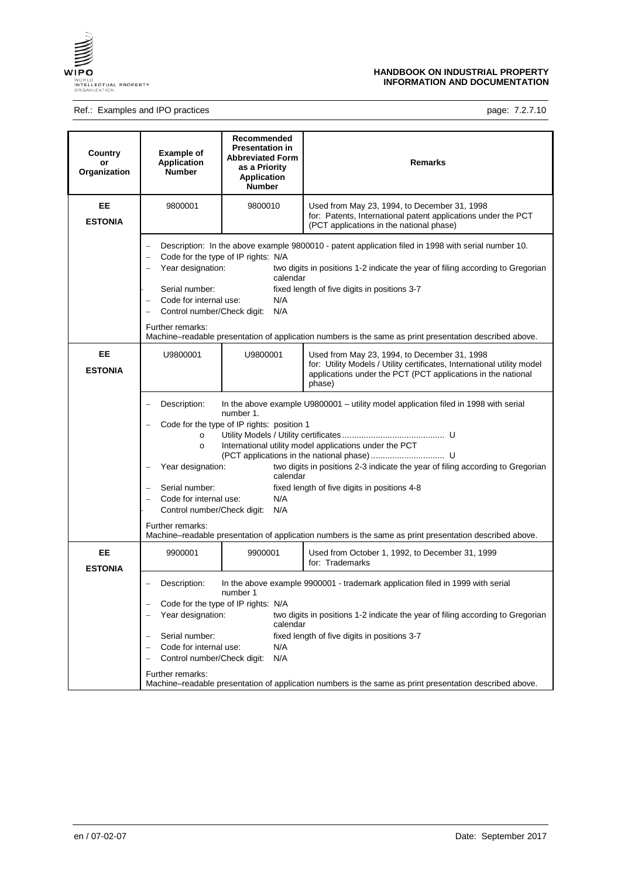| Country or Organization | Example of Application Number | Recommended Presentation in Abbreviated Form as a Priority Application Number | Remarks |
|---|---|---|---|
| **EE** **ESTONIA** | 9800001 | 9800010 | Used from May 23, 1994, to December 31, 1998 for: Patents, International patent applications under the PCT (PCT applications in the national phase) |
| | – Description: In the above example 9800010 - patent application filed in 1998 with serial number 10.<br>– Code for the type of IP rights: N/A<br>– Year designation: two digits in positions 1-2 indicate the year of filing according to Gregorian calendar<br>- Serial number: fixed length of five digits in positions 3-7<br>– Code for internal use: N/A<br>– Control number/Check digit: N/A<br><br>Further remarks:<br>Machine–readable presentation of application numbers is the same as print presentation described above. | | |
| **EE** **ESTONIA** | U9800001 | U9800001 | Used from May 23, 1994, to December 31, 1998 for: Utility Models / Utility certificates, International utility model applications under the PCT (PCT applications in the national phase) |
| | – Description: In the above example U9800001 – utility model application filed in 1998 with serial number 1.<br>– Code for the type of IP rights: position 1<br>o Utility Models / Utility certificates .......................................... U<br>o International utility model applications under the PCT (PCT applications in the national phase) .............................. U<br>– Year designation: two digits in positions 2-3 indicate the year of filing according to Gregorian calendar<br>– Serial number: fixed length of five digits in positions 4-8<br>– Code for internal use: N/A<br>- Control number/Check digit: N/A<br><br>Further remarks:<br>Machine–readable presentation of application numbers is the same as print presentation described above. | | |
| **EE** **ESTONIA** | 9900001 | 9900001 | Used from October 1, 1992, to December 31, 1999 for: Trademarks |
| | – Description: In the above example 9900001 - trademark application filed in 1999 with serial number 1<br>– Code for the type of IP rights: N/A<br>– Year designation: two digits in positions 1-2 indicate the year of filing according to Gregorian calendar<br>– Serial number: fixed length of five digits in positions 3-7<br>– Code for internal use: N/A<br>– Control number/Check digit: N/A<br><br>Further remarks:<br>Machine–readable presentation of application numbers is the same as print presentation described above. | | |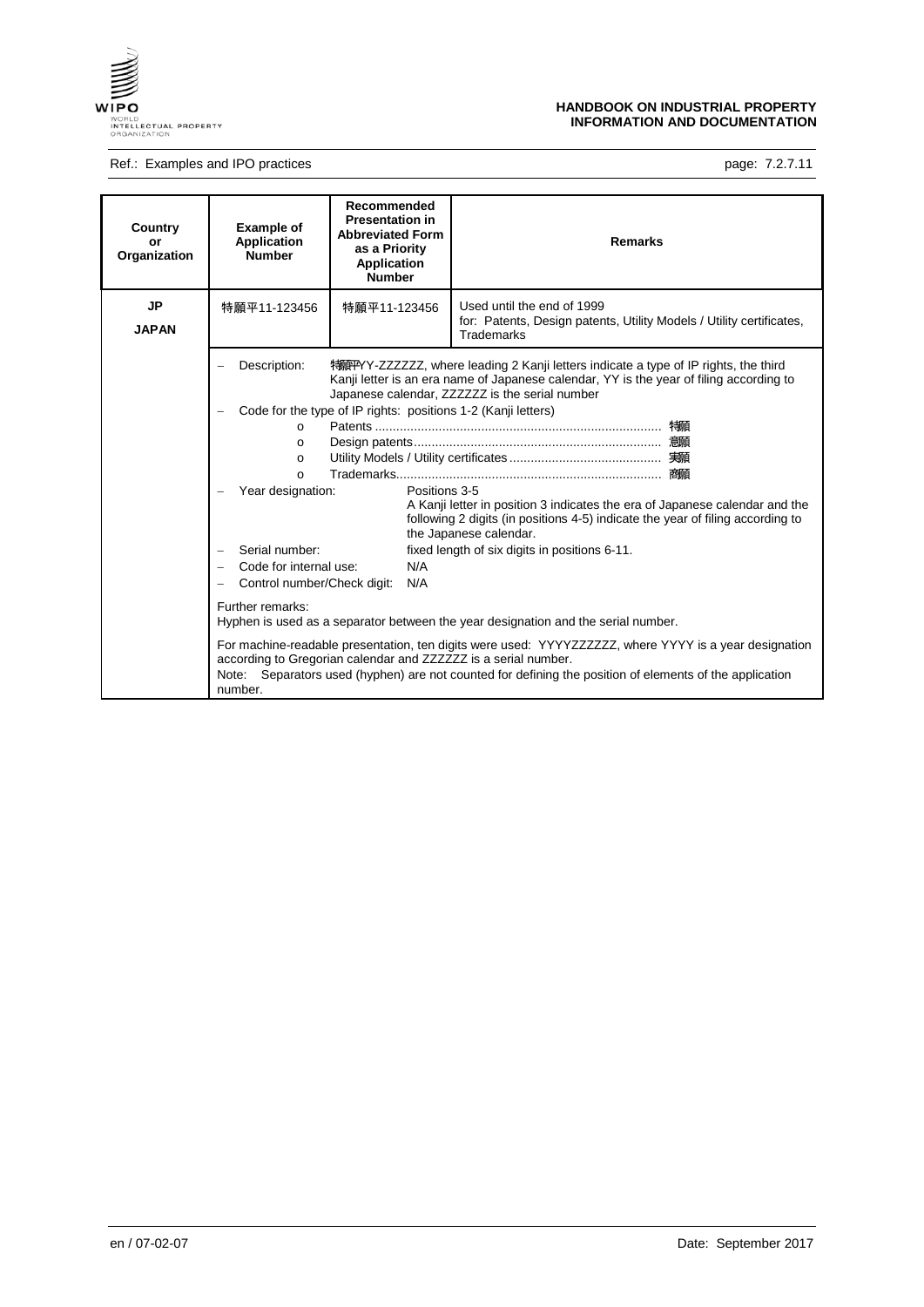| Country or Organization | Example of Application Number | Recommended Presentation in Abbreviated Form as a Priority Application Number | Remarks |
|---|---|---|---|
| **JP** **JAPAN** | 特願平11-123456 | 特願平11-123456 | Used until the end of 1999 for: Patents, Design patents, Utility Models / Utility certificates, Trademarks |

- Description: 特願平YY-ZZZZZZ, where leading 2 Kanji letters indicate a type of IP rights, the third Kanji letter is an era name of Japanese calendar, YY is the year of filing according to Japanese calendar, ZZZZZZ is the serial number
- Code for the type of IP rights: positions 1-2 (Kanji letters)
  - o Patents ............................................................................... 特願
  - o Design patents.................................................................... 意願
  - o Utility Models / Utility certificates .......................................... 実願
  - o Trademarks.......................................................................... 商願
- Year designation: Positions 3-5
  A Kanji letter in position 3 indicates the era of Japanese calendar and the following 2 digits (in positions 4-5) indicate the year of filing according to the Japanese calendar.
- Serial number: fixed length of six digits in positions 6-11.
- Code for internal use: N/A
- Control number/Check digit: N/A

Further remarks:
Hyphen is used as a separator between the year designation and the serial number.

For machine-readable presentation, ten digits were used: YYYYZZZZZZ, where YYYY is a year designation according to Gregorian calendar and ZZZZZZ is a serial number.
Note: Separators used (hyphen) are not counted for defining the position of elements of the application number.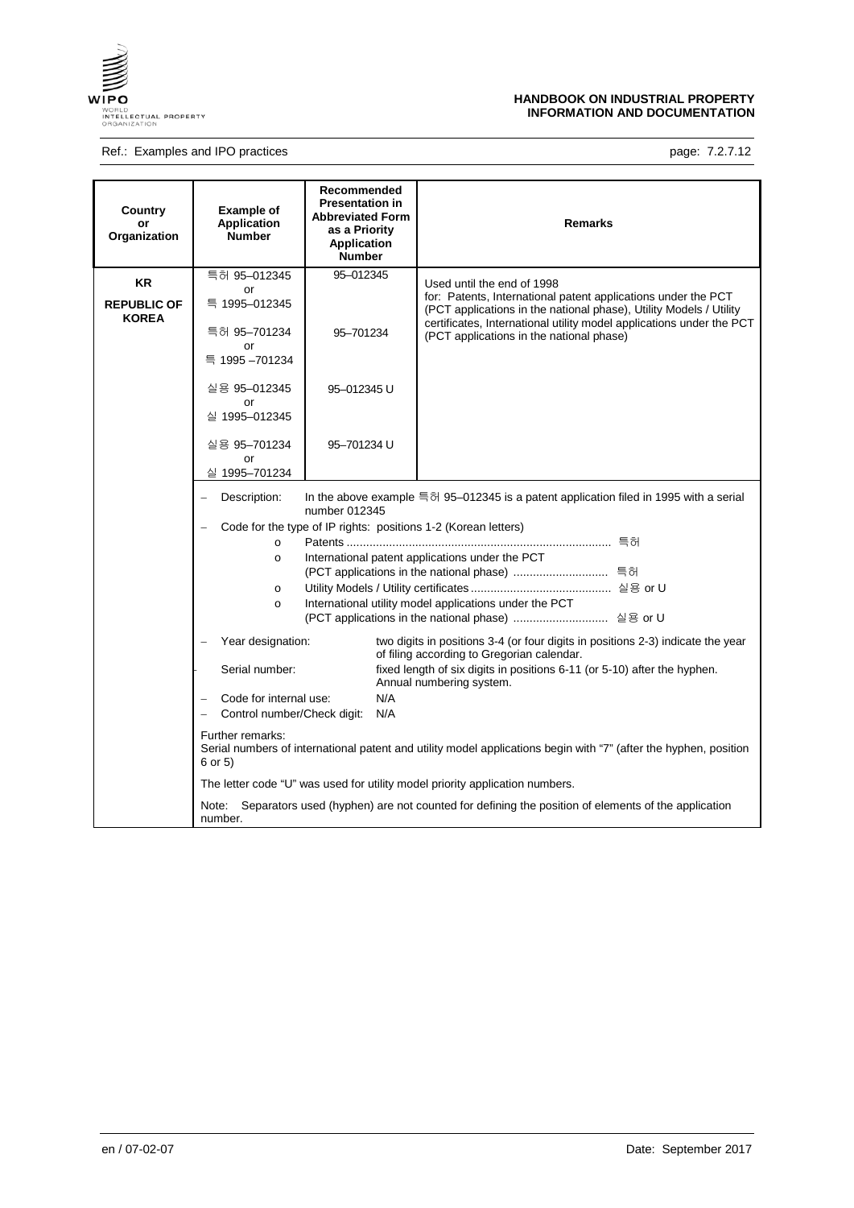| Country or Organization | Example of Application Number | Recommended Presentation in Abbreviated Form as a Priority Application Number | Remarks |
|---|---|---|---|
| **KR**<br>**REPUBLIC OF KOREA** | 특허 95–012345<br>or<br>특 1995–012345<br><br>특허 95–701234<br>or<br>특 1995 –701234<br><br>실용 95–012345<br>or<br>실 1995–012345<br><br>실용 95–701234<br>or<br>실 1995–701234 | 95–012345<br><br>95–701234<br><br>95–012345 U<br><br>95–701234 U | Used until the end of 1998<br>for: Patents, International patent applications under the PCT (PCT applications in the national phase), Utility Models / Utility certificates, International utility model applications under the PCT (PCT applications in the national phase) |

- Description: In the above example 특허 95–012345 is a patent application filed in 1995 with a serial number 012345
- Code for the type of IP rights: positions 1-2 (Korean letters)
  - Patents ................................................................................ 특허
  - International patent applications under the PCT (PCT applications in the national phase) ............................ 특허
  - Utility Models / Utility certificates .......................................... 실용 or U
  - International utility model applications under the PCT (PCT applications in the national phase) ............................ 실용 or U
- Year designation: two digits in positions 3-4 (or four digits in positions 2-3) indicate the year of filing according to Gregorian calendar.
- Serial number: fixed length of six digits in positions 6-11 (or 5-10) after the hyphen. Annual numbering system.
- Code for internal use: N/A
- Control number/Check digit: N/A

Further remarks:
Serial numbers of international patent and utility model applications begin with "7" (after the hyphen, position 6 or 5)

The letter code "U" was used for utility model priority application numbers.

Note: Separators used (hyphen) are not counted for defining the position of elements of the application number.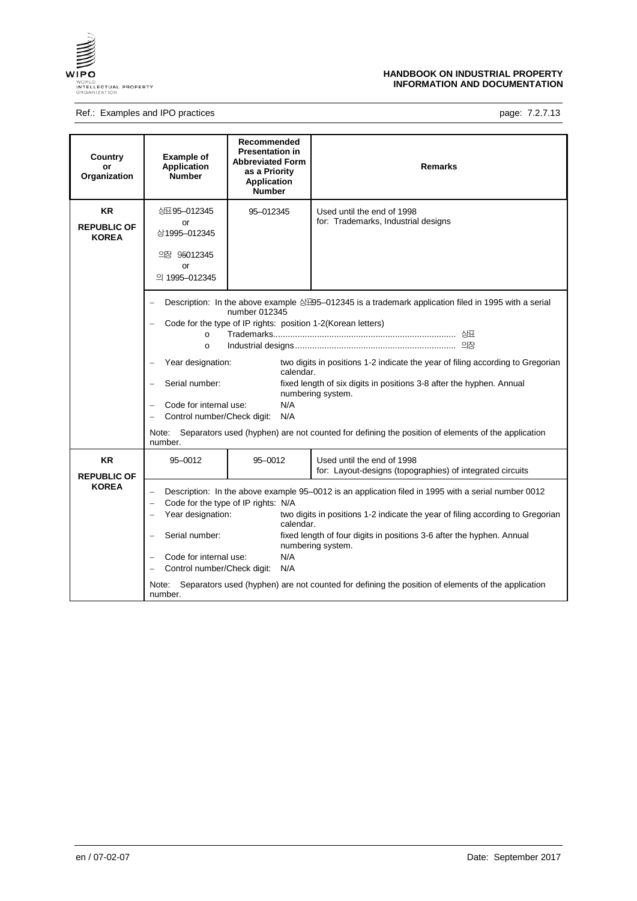| Country or Organization | Example of Application Number | Recommended Presentation in Abbreviated Form as a Priority Application Number | Remarks |
|---|---|---|---|
| **KR**<br>**REPUBLIC OF KOREA** | 상표95–012345<br>or<br>상1995–012345<br><br>의장 95012345<br>or<br>의 1995–012345 | 95–012345 | Used until the end of 1998<br>for: Trademarks, Industrial designs |
| | – Description: In the above example 상표95–012345 is a trademark application filed in 1995 with a serial number 012345<br>– Code for the type of IP rights: position 1-2(Korean letters)<br>o Trademarks.......... 상표<br>o Industrial designs.......... 의장<br>– Year designation: two digits in positions 1-2 indicate the year of filing according to Gregorian calendar.<br>– Serial number: fixed length of six digits in positions 3-8 after the hyphen. Annual numbering system.<br>– Code for internal use: N/A<br>– Control number/Check digit: N/A<br>Note: Separators used (hyphen) are not counted for defining the position of elements of the application number. | | |
| **KR**<br>**REPUBLIC OF KOREA** | 95–0012 | 95–0012 | Used until the end of 1998<br>for: Layout-designs (topographies) of integrated circuits |
| | – Description: In the above example 95–0012 is an application filed in 1995 with a serial number 0012<br>– Code for the type of IP rights: N/A<br>– Year designation: two digits in positions 1-2 indicate the year of filing according to Gregorian calendar.<br>– Serial number: fixed length of four digits in positions 3-6 after the hyphen. Annual numbering system.<br>– Code for internal use: N/A<br>– Control number/Check digit: N/A<br>Note: Separators used (hyphen) are not counted for defining the position of elements of the application number. | | |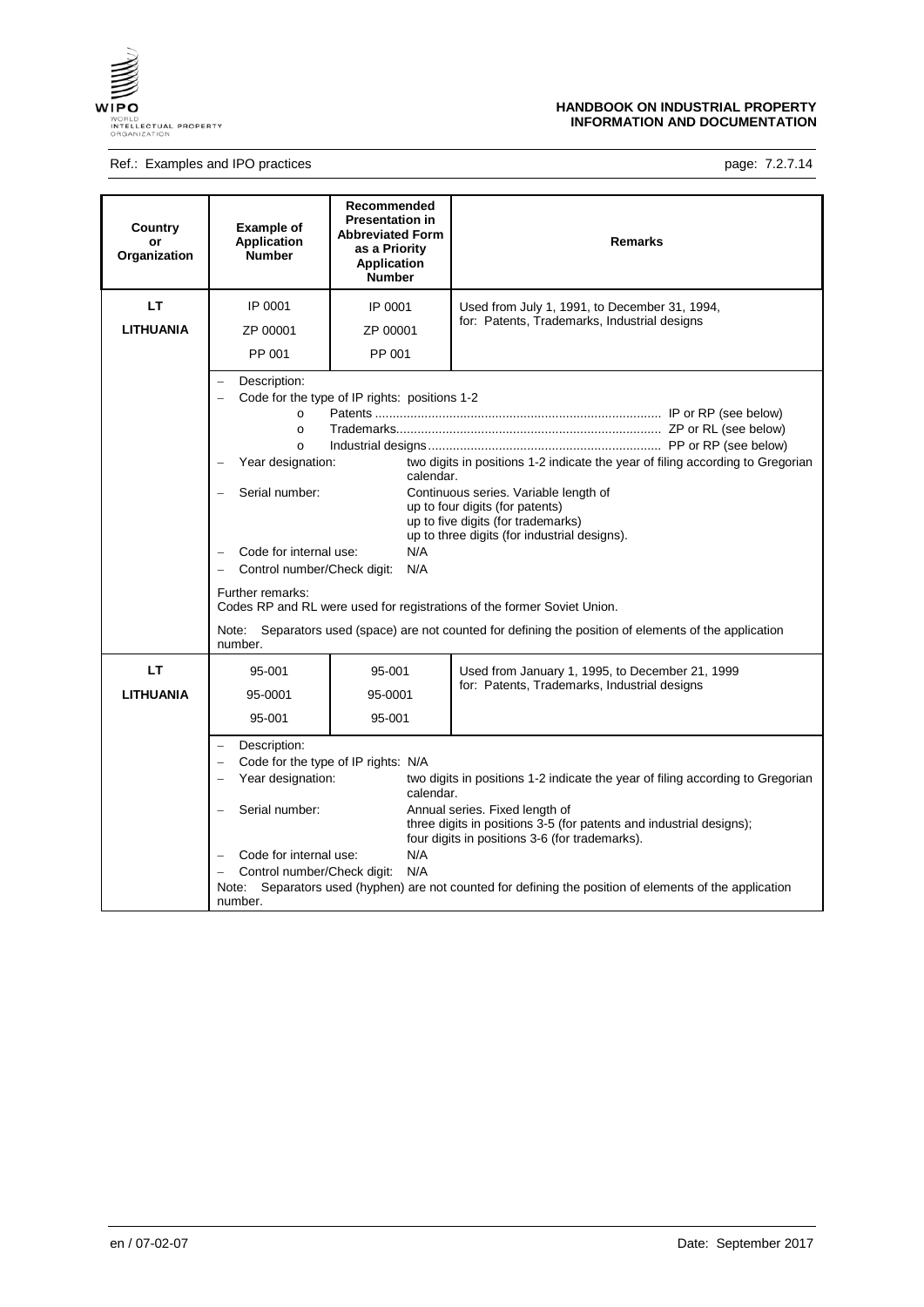| Country or Organization | Example of Application Number | Recommended Presentation in Abbreviated Form as a Priority Application Number | Remarks |
|---|---|---|---|
| **LT** **LITHUANIA** | IP 0001 ZP 00001 PP 001 | IP 0001 ZP 00001 PP 001 | Used from July 1, 1991, to December 31, 1994, for: Patents, Trademarks, Industrial designs |
| | – Description: – Code for the type of IP rights: positions 1-2 o Patents ............ IP or RP (see below) o Trademarks............ ZP or RL (see below) o Industrial designs............ PP or RP (see below) – Year designation: two digits in positions 1-2 indicate the year of filing according to Gregorian calendar. – Serial number: Continuous series. Variable length of up to four digits (for patents) up to five digits (for trademarks) up to three digits (for industrial designs). – Code for internal use: N/A – Control number/Check digit: N/A Further remarks: Codes RP and RL were used for registrations of the former Soviet Union. Note: Separators used (space) are not counted for defining the position of elements of the application number. | | |
| **LT** **LITHUANIA** | 95-001 95-0001 95-001 | 95-001 95-0001 95-001 | Used from January 1, 1995, to December 21, 1999 for: Patents, Trademarks, Industrial designs |
| | – Description: – Code for the type of IP rights: N/A – Year designation: two digits in positions 1-2 indicate the year of filing according to Gregorian calendar. – Serial number: Annual series. Fixed length of three digits in positions 3-5 (for patents and industrial designs); four digits in positions 3-6 (for trademarks). – Code for internal use: N/A – Control number/Check digit: N/A Note: Separators used (hyphen) are not counted for defining the position of elements of the application number. | | |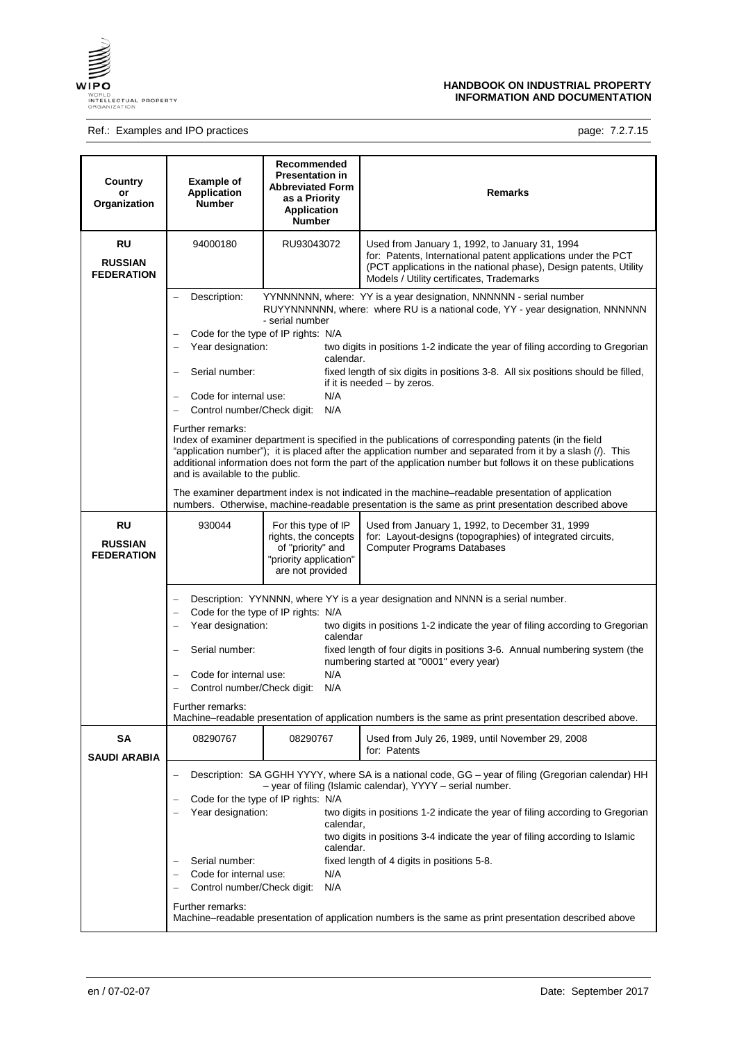| Country or Organization | Example of Application Number | Recommended Presentation in Abbreviated Form as a Priority Application Number | Remarks |
|---|---|---|---|
| **RU** **RUSSIAN FEDERATION** | 94000180 | RU93043072 | Used from January 1, 1992, to January 31, 1994 for: Patents, International patent applications under the PCT (PCT applications in the national phase), Design patents, Utility Models / Utility certificates, Trademarks |
| | – Description: YYNNNNNN, where: YY is a year designation, NNNNNN - serial number RUYYNNNNNN, where: where RU is a national code, YY - year designation, NNNNNN - serial number<br>– Code for the type of IP rights: N/A<br>– Year designation: two digits in positions 1-2 indicate the year of filing according to Gregorian calendar.<br>– Serial number: fixed length of six digits in positions 3-8. All six positions should be filled, if it is needed – by zeros.<br>– Code for internal use: N/A<br>– Control number/Check digit: N/A<br><br>Further remarks:<br>Index of examiner department is specified in the publications of corresponding patents (in the field "application number"); it is placed after the application number and separated from it by a slash (/). This additional information does not form the part of the application number but follows it on these publications and is available to the public.<br><br>The examiner department index is not indicated in the machine–readable presentation of application numbers. Otherwise, machine-readable presentation is the same as print presentation described above | | |
| **RU** **RUSSIAN FEDERATION** | 930044 | For this type of IP rights, the concepts of "priority" and "priority application" are not provided | Used from January 1, 1992, to December 31, 1999 for: Layout-designs (topographies) of integrated circuits, Computer Programs Databases |
| | – Description: YYNNNN, where YY is a year designation and NNNN is a serial number.<br>– Code for the type of IP rights: N/A<br>– Year designation: two digits in positions 1-2 indicate the year of filing according to Gregorian calendar<br>– Serial number: fixed length of four digits in positions 3-6. Annual numbering system (the numbering started at "0001" every year)<br>– Code for internal use: N/A<br>– Control number/Check digit: N/A<br><br>Further remarks:<br>Machine–readable presentation of application numbers is the same as print presentation described above. | | |
| **SA** **SAUDI ARABIA** | 08290767 | 08290767 | Used from July 26, 1989, until November 29, 2008 for: Patents |
| | – Description: SA GGHH YYYY, where SA is a national code, GG – year of filing (Gregorian calendar) HH – year of filing (Islamic calendar), YYYY – serial number.<br>– Code for the type of IP rights: N/A<br>– Year designation: two digits in positions 1-2 indicate the year of filing according to Gregorian calendar, two digits in positions 3-4 indicate the year of filing according to Islamic calendar.<br>– Serial number: fixed length of 4 digits in positions 5-8.<br>– Code for internal use: N/A<br>– Control number/Check digit: N/A<br><br>Further remarks:<br>Machine–readable presentation of application numbers is the same as print presentation described above | | |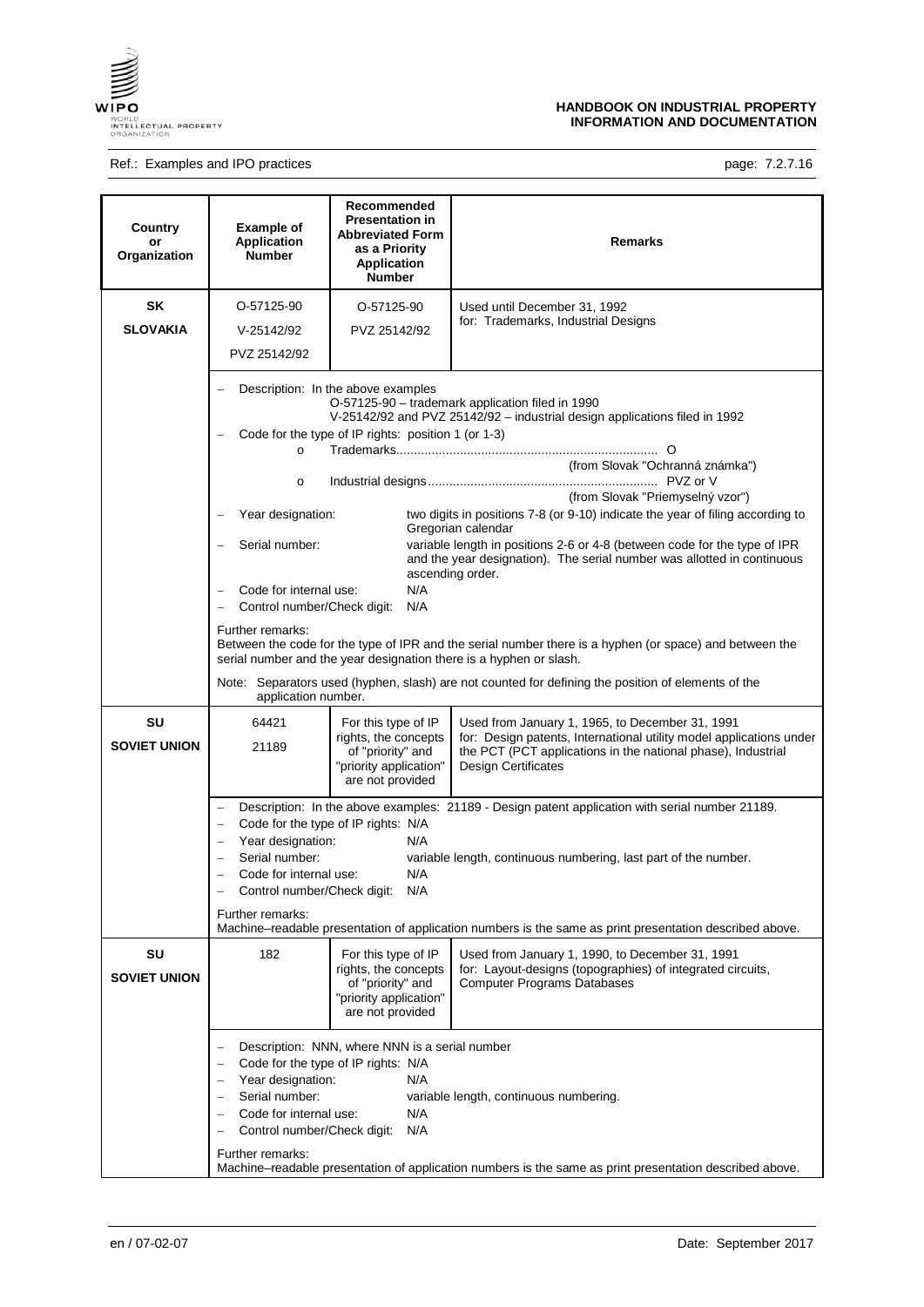| Country or Organization | Example of Application Number | Recommended Presentation in Abbreviated Form as a Priority Application Number | Remarks |
|---|---|---|---|
| **SK** **SLOVAKIA** | O-57125-90<br>V-25142/92<br>PVZ 25142/92 | O-57125-90<br>PVZ 25142/92 | Used until December 31, 1992<br>for: Trademarks, Industrial Designs |
| | – Description: In the above examples<br>O-57125-90 – trademark application filed in 1990<br>V-25142/92 and PVZ 25142/92 – industrial design applications filed in 1992<br>– Code for the type of IP rights: position 1 (or 1-3)<br>o Trademarks.......... O (from Slovak "Ochranná známka")<br>o Industrial designs.......... PVZ or V (from Slovak "Priemyselný vzor")<br>– Year designation: two digits in positions 7-8 (or 9-10) indicate the year of filing according to Gregorian calendar<br>– Serial number: variable length in positions 2-6 or 4-8 (between code for the type of IPR and the year designation). The serial number was allotted in continuous ascending order.<br>– Code for internal use: N/A<br>– Control number/Check digit: N/A<br>Further remarks:<br>Between the code for the type of IPR and the serial number there is a hyphen (or space) and between the serial number and the year designation there is a hyphen or slash.<br>Note: Separators used (hyphen, slash) are not counted for defining the position of elements of the application number. | | |
| **SU** **SOVIET UNION** | 64421<br>21189 | For this type of IP rights, the concepts of "priority" and "priority application" are not provided | Used from January 1, 1965, to December 31, 1991<br>for: Design patents, International utility model applications under the PCT (PCT applications in the national phase), Industrial Design Certificates |
| | – Description: In the above examples: 21189 - Design patent application with serial number 21189.<br>– Code for the type of IP rights: N/A<br>– Year designation: N/A<br>– Serial number: variable length, continuous numbering, last part of the number.<br>– Code for internal use: N/A<br>– Control number/Check digit: N/A<br>Further remarks:<br>Machine–readable presentation of application numbers is the same as print presentation described above. | | |
| **SU** **SOVIET UNION** | 182 | For this type of IP rights, the concepts of "priority" and "priority application" are not provided | Used from January 1, 1990, to December 31, 1991<br>for: Layout-designs (topographies) of integrated circuits, Computer Programs Databases |
| | – Description: NNN, where NNN is a serial number<br>– Code for the type of IP rights: N/A<br>– Year designation: N/A<br>– Serial number: variable length, continuous numbering.<br>– Code for internal use: N/A<br>– Control number/Check digit: N/A<br>Further remarks:<br>Machine–readable presentation of application numbers is the same as print presentation described above. | | |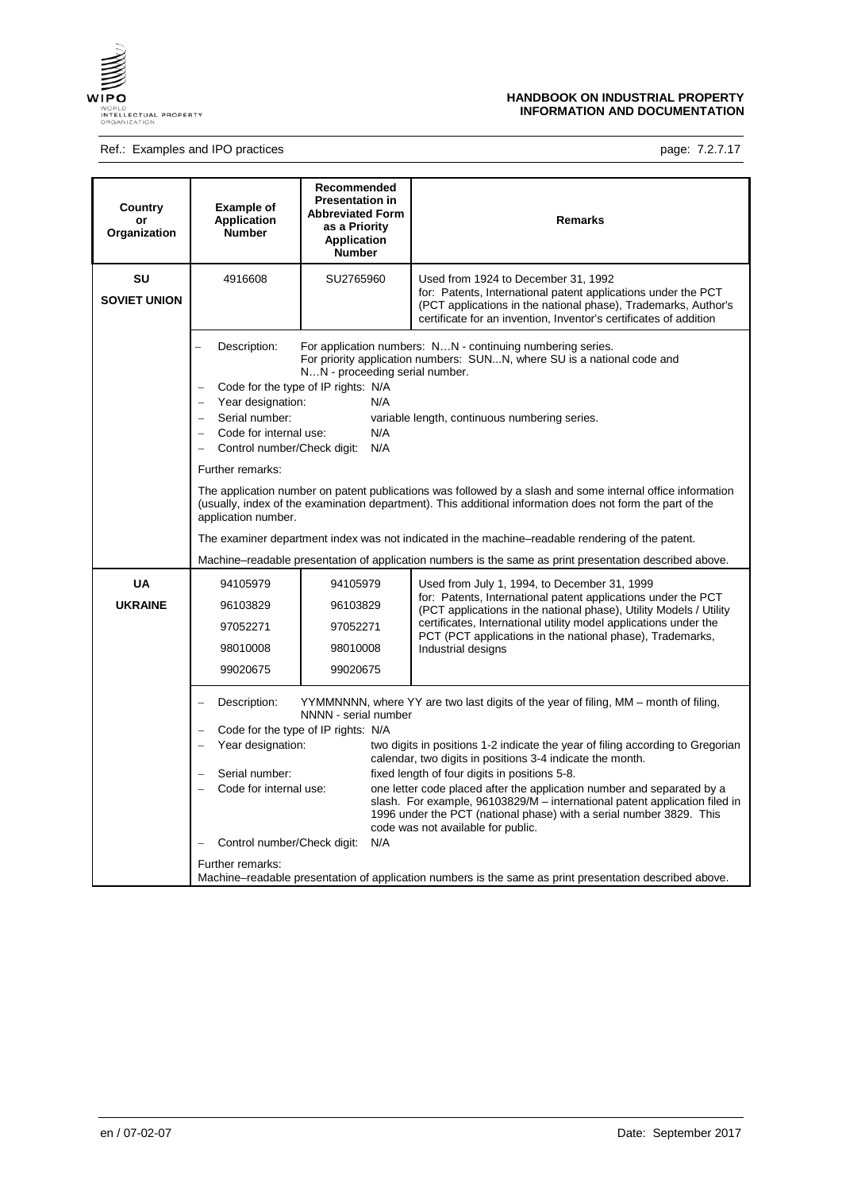| Country or Organization | Example of Application Number | Recommended Presentation in Abbreviated Form as a Priority Application Number | Remarks |
|---|---|---|---|
| **SU** **SOVIET UNION** | 4916608 | SU2765960 | Used from 1924 to December 31, 1992 for: Patents, International patent applications under the PCT (PCT applications in the national phase), Trademarks, Author's certificate for an invention, Inventor's certificates of addition |
| | – Description: For application numbers: N…N - continuing numbering series. For priority application numbers: SUN...N, where SU is a national code and N…N - proceeding serial number.<br>– Code for the type of IP rights: N/A<br>– Year designation: N/A<br>– Serial number: variable length, continuous numbering series.<br>– Code for internal use: N/A<br>– Control number/Check digit: N/A<br><br>Further remarks:<br><br>The application number on patent publications was followed by a slash and some internal office information (usually, index of the examination department). This additional information does not form the part of the application number.<br><br>The examiner department index was not indicated in the machine–readable rendering of the patent.<br><br>Machine–readable presentation of application numbers is the same as print presentation described above. | | |
| **UA** **UKRAINE** | 94105979<br>96103829<br>97052271<br>98010008<br>99020675 | 94105979<br>96103829<br>97052271<br>98010008<br>99020675 | Used from July 1, 1994, to December 31, 1999 for: Patents, International patent applications under the PCT (PCT applications in the national phase), Utility Models / Utility certificates, International utility model applications under the PCT (PCT applications in the national phase), Trademarks, Industrial designs |
| | – Description: YYMMNNNN, where YY are two last digits of the year of filing, MM – month of filing, NNNN - serial number<br>– Code for the type of IP rights: N/A<br>– Year designation: two digits in positions 1-2 indicate the year of filing according to Gregorian calendar, two digits in positions 3-4 indicate the month.<br>– Serial number: fixed length of four digits in positions 5-8.<br>– Code for internal use: one letter code placed after the application number and separated by a slash. For example, 96103829/M – international patent application filed in 1996 under the PCT (national phase) with a serial number 3829. This code was not available for public.<br>– Control number/Check digit: N/A<br><br>Further remarks:<br>Machine–readable presentation of application numbers is the same as print presentation described above. | | |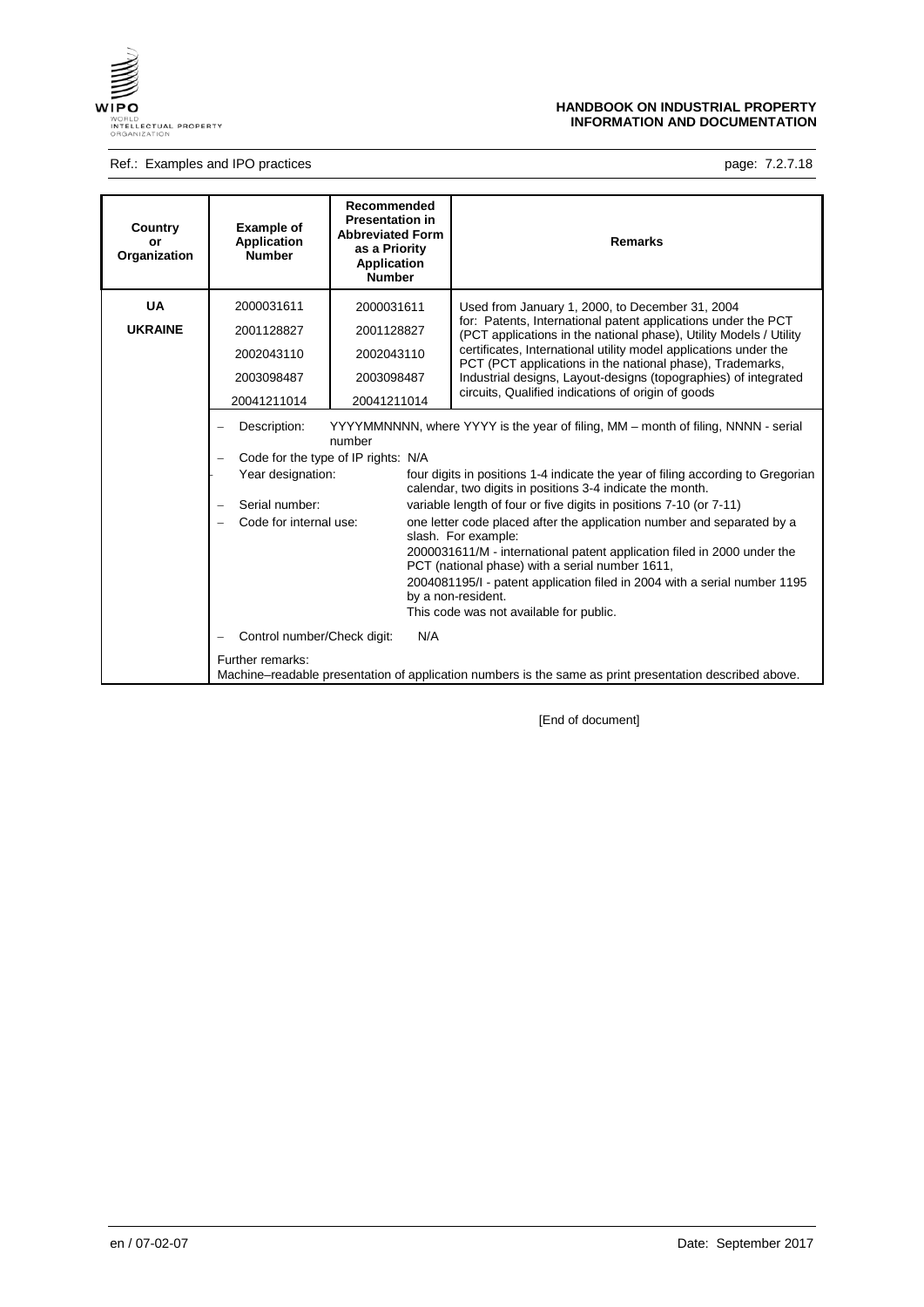| Country or Organization | Example of Application Number | Recommended Presentation in Abbreviated Form as a Priority Application Number | Remarks |
|---|---|---|---|
| UA<br>UKRAINE | 2000031611<br>2001128827<br>2002043110<br>2003098487<br>20041211014 | 2000031611<br>2001128827<br>2002043110<br>2003098487<br>20041211014 | Used from January 1, 2000, to December 31, 2004 for: Patents, International patent applications under the PCT (PCT applications in the national phase), Utility Models / Utility certificates, International utility model applications under the PCT (PCT applications in the national phase), Trademarks, Industrial designs, Layout-designs (topographies) of integrated circuits, Qualified indications of origin of goods |
| | – Description: YYYYMMNNNN, where YYYY is the year of filing, MM – month of filing, NNNN - serial number<br>– Code for the type of IP rights: N/A<br>- Year designation: four digits in positions 1-4 indicate the year of filing according to Gregorian calendar, two digits in positions 3-4 indicate the month.<br>– Serial number: variable length of four or five digits in positions 7-10 (or 7-11)<br>– Code for internal use: one letter code placed after the application number and separated by a slash. For example:<br>2000031611/M - international patent application filed in 2000 under the PCT (national phase) with a serial number 1611,<br>2004081195/I - patent application filed in 2004 with a serial number 1195 by a non-resident.<br>This code was not available for public.<br>– Control number/Check digit: N/A<br>Further remarks:<br>Machine–readable presentation of application numbers is the same as print presentation described above. | | |

[End of document]